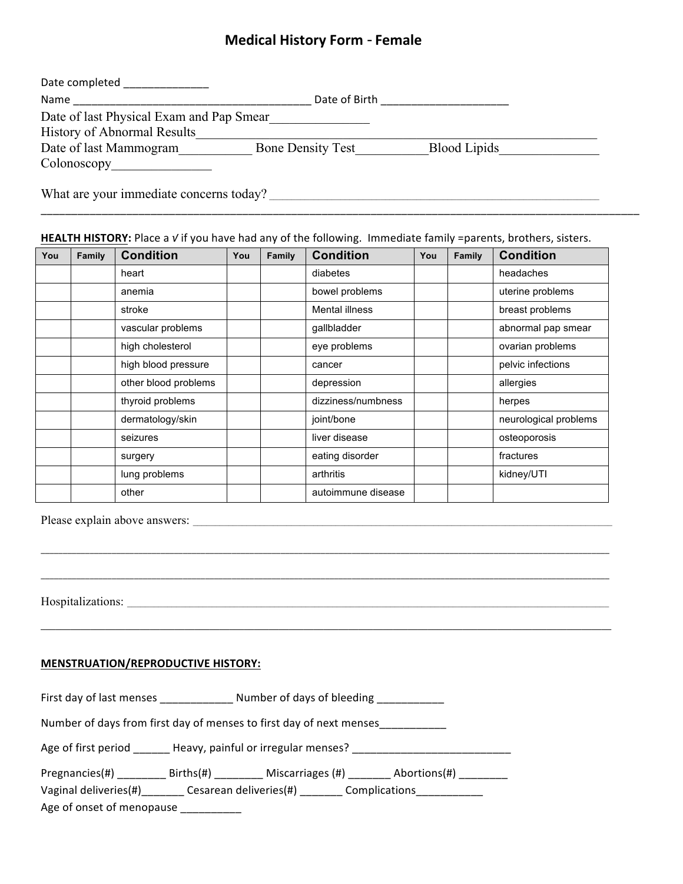# Medical History Form - Female

Date completed ______________

Name _______________________________________ Date of Birth ____________________

Date of last Physical Exam and Pap Smear_______________

History of Abnormal Results_______________________________________________________

Date of last Mammogram___________ Bone Density Test___________Blood Lipids_______________

Colonoscopy_______________

What are your immediate concerns today? _____________________________________________________

_____________________________________________________________________________________

**HEALTH HISTORY:** Place a √ if you have had any of the following. Immediate family =parents, brothers, sisters.

| You | Family | Condition | You | Family | Condition | You | Family | Condition |
|---|---|---|---|---|---|---|---|---|
| | | heart | | | diabetes | | | headaches |
| | | anemia | | | bowel problems | | | uterine problems |
| | | stroke | | | Mental illness | | | breast problems |
| | | vascular problems | | | gallbladder | | | abnormal pap smear |
| | | high cholesterol | | | eye problems | | | ovarian problems |
| | | high blood pressure | | | cancer | | | pelvic infections |
| | | other blood problems | | | depression | | | allergies |
| | | thyroid problems | | | dizziness/numbness | | | herpes |
| | | dermatology/skin | | | joint/bone | | | neurological problems |
| | | seizures | | | liver disease | | | osteoporosis |
| | | surgery | | | eating disorder | | | fractures |
| | | lung problems | | | arthritis | | | kidney/UTI |
| | | other | | | autoimmune disease | | | |

Please explain above answers: _____________________________________________________________

_____________________________________________________________________________________

_____________________________________________________________________________________

Hospitalizations: __________________________________________________________________

_____________________________________________________________________________________

**MENSTRUATION/REPRODUCTIVE HISTORY:**

First day of last menses ____________ Number of days of bleeding ___________

Number of days from first day of menses to first day of next menses___________

Age of first period ______ Heavy, painful or irregular menses? ___________________________

Pregnancies(#) ________ Births(#) ________ Miscarriages (#) _______ Abortions(#) ________

Vaginal deliveries(#)_______ Cesarean deliveries(#) _______ Complications___________

Age of onset of menopause __________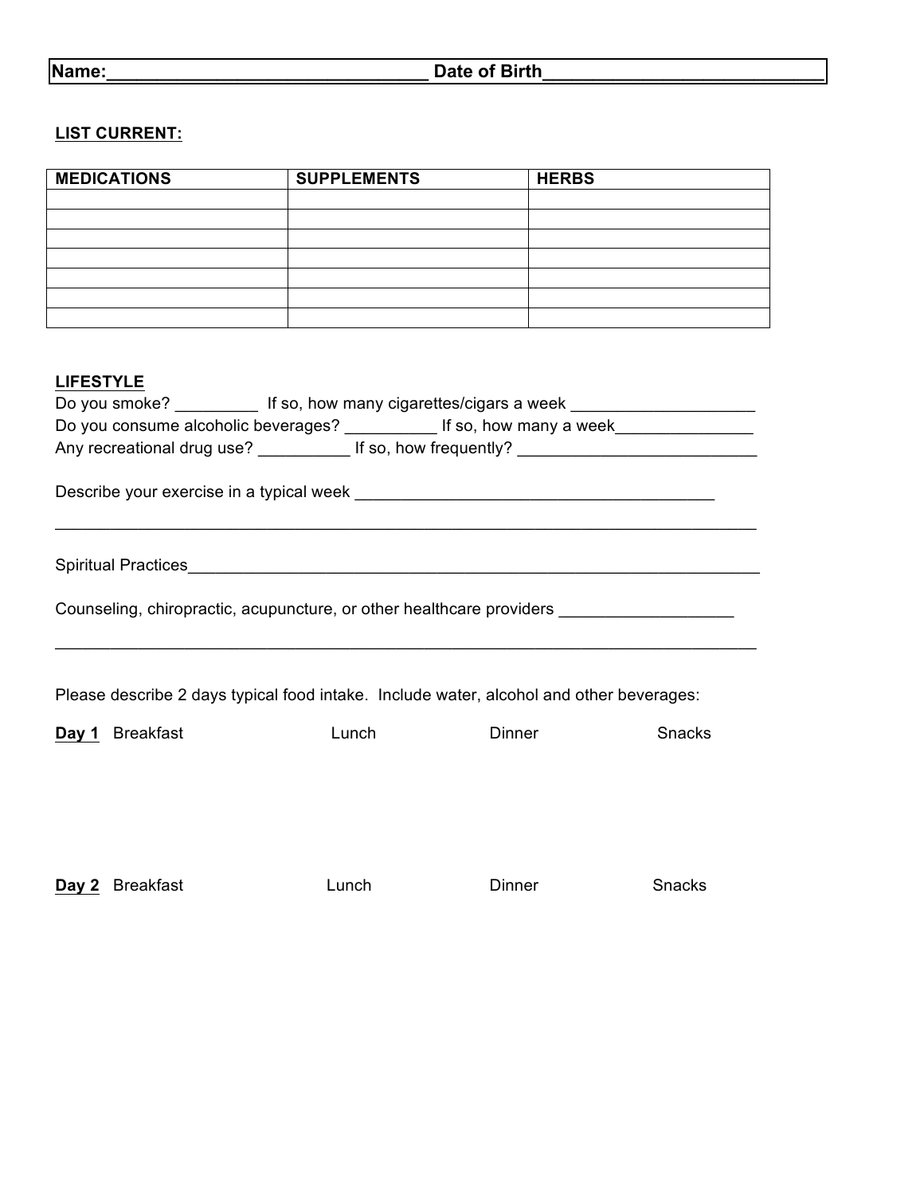**Name:\_\_\_\_\_\_\_\_\_\_\_\_\_\_\_\_\_\_\_\_\_\_\_\_\_\_\_\_\_\_\_\_ Date of Birth\_\_\_\_\_\_\_\_\_\_\_\_\_\_\_\_\_\_\_\_\_\_\_\_\_\_\_\_**

**LIST CURRENT:**

| MEDICATIONS | SUPPLEMENTS | HERBS |
|---|---|---|
| | | |
| | | |
| | | |
| | | |
| | | |
| | | |
| | | |

**LIFESTYLE**

Do you smoke? \_\_\_\_\_\_\_\_\_ If so, how many cigarettes/cigars a week \_\_\_\_\_\_\_\_\_\_\_\_\_\_\_\_\_\_\_\_

Do you consume alcoholic beverages? \_\_\_\_\_\_\_\_\_\_ If so, how many a week\_\_\_\_\_\_\_\_\_\_\_\_\_\_\_

Any recreational drug use? \_\_\_\_\_\_\_\_\_\_ If so, how frequently? \_\_\_\_\_\_\_\_\_\_\_\_\_\_\_\_\_\_\_\_\_\_\_\_\_\_

Describe your exercise in a typical week \_\_\_\_\_\_\_\_\_\_\_\_\_\_\_\_\_\_\_\_\_\_\_\_\_\_\_\_\_\_\_\_\_\_\_\_\_\_\_\_

\_\_\_\_\_\_\_\_\_\_\_\_\_\_\_\_\_\_\_\_\_\_\_\_\_\_\_\_\_\_\_\_\_\_\_\_\_\_\_\_\_\_\_\_\_\_\_\_\_\_\_\_\_\_\_\_\_\_\_\_\_\_\_\_\_\_\_\_\_\_\_\_\_\_\_\_\_\_

Spiritual Practices\_\_\_\_\_\_\_\_\_\_\_\_\_\_\_\_\_\_\_\_\_\_\_\_\_\_\_\_\_\_\_\_\_\_\_\_\_\_\_\_\_\_\_\_\_\_\_\_\_\_\_\_\_\_\_\_\_\_\_\_\_\_\_

Counseling, chiropractic, acupuncture, or other healthcare providers \_\_\_\_\_\_\_\_\_\_\_\_\_\_\_\_\_\_\_

\_\_\_\_\_\_\_\_\_\_\_\_\_\_\_\_\_\_\_\_\_\_\_\_\_\_\_\_\_\_\_\_\_\_\_\_\_\_\_\_\_\_\_\_\_\_\_\_\_\_\_\_\_\_\_\_\_\_\_\_\_\_\_\_\_\_\_\_\_\_\_\_\_\_\_\_\_\_

Please describe 2 days typical food intake. Include water, alcohol and other beverages:

**Day 1** Breakfast Lunch Dinner Snacks

**Day 2** Breakfast Lunch Dinner Snacks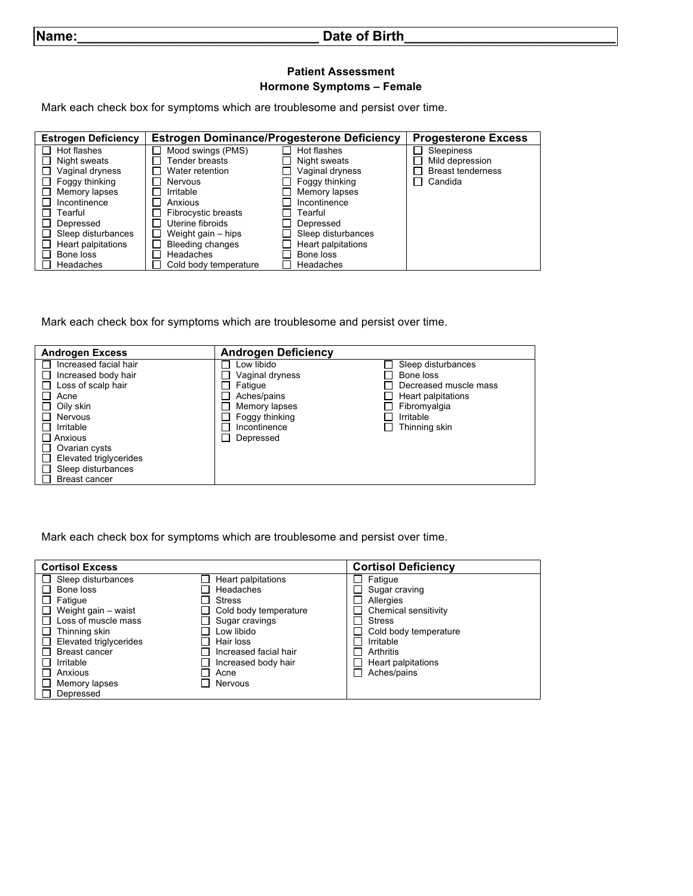Name:_______________________________ Date of Birth___________________________

**Patient Assessment**
**Hormone Symptoms – Female**

Mark each check box for symptoms which are troublesome and persist over time.

| Estrogen Deficiency | Estrogen Dominance/Progesterone Deficiency | | Progesterone Excess |
|---|---|---|---|
| ☐ Hot flashes | ☐ Mood swings (PMS) | ☐ Hot flashes | ☐ Sleepiness |
| ☐ Night sweats | ☐ Tender breasts | ☐ Night sweats | ☐ Mild depression |
| ☐ Vaginal dryness | ☐ Water retention | ☐ Vaginal dryness | ☐ Breast tenderness |
| ☐ Foggy thinking | ☐ Nervous | ☐ Foggy thinking | ☐ Candida |
| ☐ Memory lapses | ☐ Irritable | ☐ Memory lapses | |
| ☐ Incontinence | ☐ Anxious | ☐ Incontinence | |
| ☐ Tearful | ☐ Fibrocystic breasts | ☐ Tearful | |
| ☐ Depressed | ☐ Uterine fibroids | ☐ Depressed | |
| ☐ Sleep disturbances | ☐ Weight gain – hips | ☐ Sleep disturbances | |
| ☐ Heart palpitations | ☐ Bleeding changes | ☐ Heart palpitations | |
| ☐ Bone loss | ☐ Headaches | ☐ Bone loss | |
| ☐ Headaches | ☐ Cold body temperature | ☐ Headaches | |

Mark each check box for symptoms which are troublesome and persist over time.

| Androgen Excess | Androgen Deficiency | |
|---|---|---|
| ☐ Increased facial hair | ☐ Low libido | ☐ Sleep disturbances |
| ☐ Increased body hair | ☐ Vaginal dryness | ☐ Bone loss |
| ☐ Loss of scalp hair | ☐ Fatigue | ☐ Decreased muscle mass |
| ☐ Acne | ☐ Aches/pains | ☐ Heart palpitations |
| ☐ Oily skin | ☐ Memory lapses | ☐ Fibromyalgia |
| ☐ Nervous | ☐ Foggy thinking | ☐ Irritable |
| ☐ Irritable | ☐ Incontinence | ☐ Thinning skin |
| ☐ Anxious | ☐ Depressed | |
| ☐ Ovarian cysts | | |
| ☐ Elevated triglycerides | | |
| ☐ Sleep disturbances | | |
| ☐ Breast cancer | | |

Mark each check box for symptoms which are troublesome and persist over time.

| Cortisol Excess | | Cortisol Deficiency |
|---|---|---|
| ☐ Sleep disturbances | ☐ Heart palpitations | ☐ Fatigue |
| ☐ Bone loss | ☐ Headaches | ☐ Sugar craving |
| ☐ Fatigue | ☐ Stress | ☐ Allergies |
| ☐ Weight gain – waist | ☐ Cold body temperature | ☐ Chemical sensitivity |
| ☐ Loss of muscle mass | ☐ Sugar cravings | ☐ Stress |
| ☐ Thinning skin | ☐ Low libido | ☐ Cold body temperature |
| ☐ Elevated triglycerides | ☐ Hair loss | ☐ Irritable |
| ☐ Breast cancer | ☐ Increased facial hair | ☐ Arthritis |
| ☐ Irritable | ☐ Increased body hair | ☐ Heart palpitations |
| ☐ Anxious | ☐ Acne | ☐ Aches/pains |
| ☐ Memory lapses | ☐ Nervous | |
| ☐ Depressed | | |